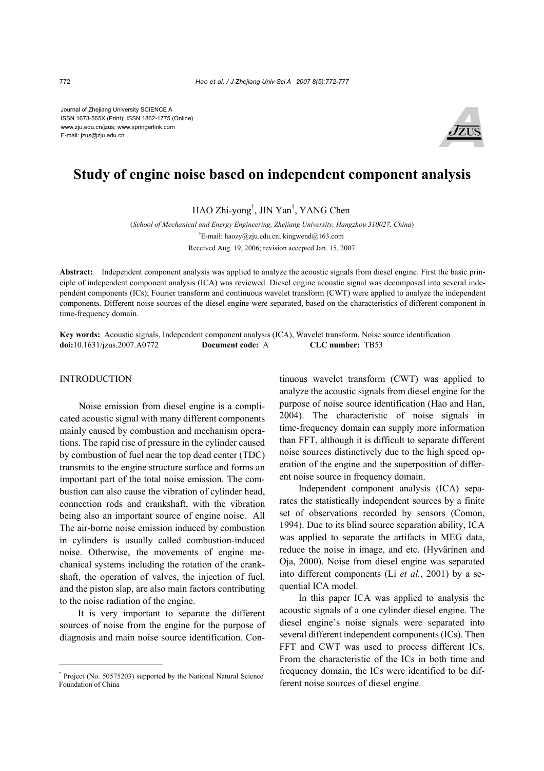Journal of Zhejiang University SCIENCE A
ISSN 1673-565X (Print); ISSN 1862-1775 (Online)
www.zju.edu.cn/jzus; www.springerlink.com
E-mail: jzus@zju.edu.cn

# Study of engine noise based on independent component analysis*

HAO Zhi-yong[†], JIN Yan[†], YANG Chen

(*School of Mechanical and Energy Engineering, Zhejiang University, Hangzhou 310027, China*)

[†]E-mail: haozy@zju.edu.cn; kingwend@163.com

Received Aug. 19, 2006; revision accepted Jan. 15, 2007

**Abstract:** Independent component analysis was applied to analyze the acoustic signals from diesel engine. First the basic principle of independent component analysis (ICA) was reviewed. Diesel engine acoustic signal was decomposed into several independent components (ICs); Fourier transform and continuous wavelet transform (CWT) were applied to analyze the independent components. Different noise sources of the diesel engine were separated, based on the characteristics of different component in time-frequency domain.

**Key words:** Acoustic signals, Independent component analysis (ICA), Wavelet transform, Noise source identification
**doi:**10.1631/jzus.2007.A0772 **Document code:** A **CLC number:** TB53

## INTRODUCTION

Noise emission from diesel engine is a complicated acoustic signal with many different components mainly caused by combustion and mechanism operations. The rapid rise of pressure in the cylinder caused by combustion of fuel near the top dead center (TDC) transmits to the engine structure surface and forms an important part of the total noise emission. The combustion can also cause the vibration of cylinder head, connection rods and crankshaft, with the vibration being also an important source of engine noise. All The air-borne noise emission induced by combustion in cylinders is usually called combustion-induced noise. Otherwise, the movements of engine mechanical systems including the rotation of the crankshaft, the operation of valves, the injection of fuel, and the piston slap, are also main factors contributing to the noise radiation of the engine.

It is very important to separate the different sources of noise from the engine for the purpose of diagnosis and main noise source identification. Continuous wavelet transform (CWT) was applied to analyze the acoustic signals from diesel engine for the purpose of noise source identification (Hao and Han, 2004). The characteristic of noise signals in time-frequency domain can supply more information than FFT, although it is difficult to separate different noise sources distinctively due to the high speed operation of the engine and the superposition of different noise source in frequency domain.

Independent component analysis (ICA) separates the statistically independent sources by a finite set of observations recorded by sensors (Comon, 1994). Due to its blind source separation ability, ICA was applied to separate the artifacts in MEG data, reduce the noise in image, and etc. (Hyvärinen and Oja, 2000). Noise from diesel engine was separated into different components (Li *et al.*, 2001) by a sequential ICA model.

In this paper ICA was applied to analysis the acoustic signals of a one cylinder diesel engine. The diesel engine's noise signals were separated into several different independent components (ICs). Then FFT and CWT was used to process different ICs. From the characteristic of the ICs in both time and frequency domain, the ICs were identified to be different noise sources of diesel engine.

---

* Project (No. 50575203) supported by the National Natural Science Foundation of China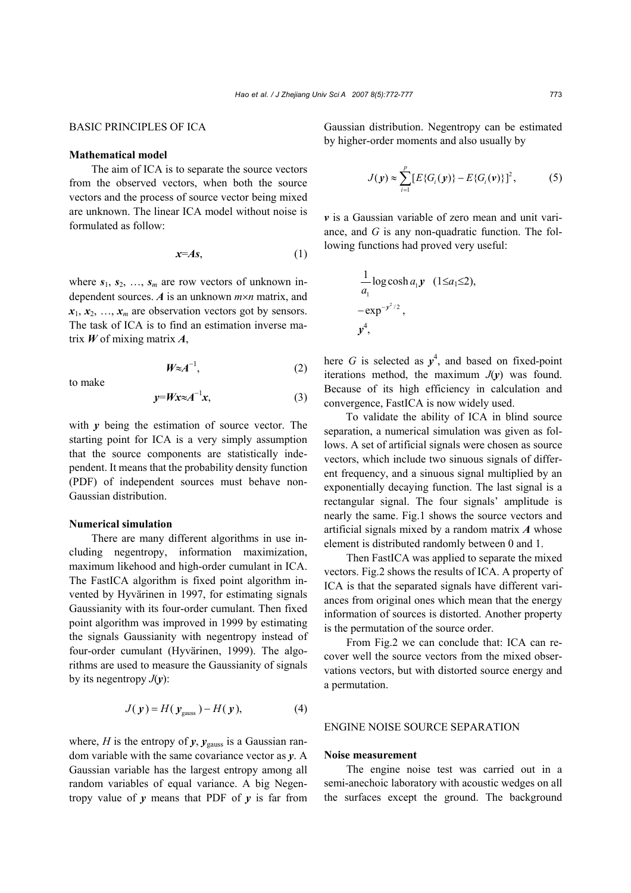## BASIC PRINCIPLES OF ICA

### Mathematical model

The aim of ICA is to separate the source vectors from the observed vectors, when both the source vectors and the process of source vector being mixed are unknown. The linear ICA model without noise is formulated as follow:

$$\boldsymbol{x}=\boldsymbol{A}\boldsymbol{s}, \tag{1}$$

where $\boldsymbol{s}_1$, $\boldsymbol{s}_2$, …, $\boldsymbol{s}_m$ are row vectors of unknown independent sources. $\boldsymbol{A}$ is an unknown $m\times n$ matrix, and $\boldsymbol{x}_1$, $\boldsymbol{x}_2$, …, $\boldsymbol{x}_m$ are observation vectors got by sensors. The task of ICA is to find an estimation inverse matrix $\boldsymbol{W}$ of mixing matrix $\boldsymbol{A}$,

$$\boldsymbol{W}\approx\boldsymbol{A}^{-1}, \tag{2}$$

to make

$$\boldsymbol{y}=\boldsymbol{W}\boldsymbol{x}\approx\boldsymbol{A}^{-1}\boldsymbol{x}, \tag{3}$$

with $\boldsymbol{y}$ being the estimation of source vector. The starting point for ICA is a very simply assumption that the source components are statistically independent. It means that the probability density function (PDF) of independent sources must behave non-Gaussian distribution.

### Numerical simulation

There are many different algorithms in use including negentropy, information maximization, maximum likehood and high-order cumulant in ICA. The FastICA algorithm is fixed point algorithm invented by Hyvärinen in 1997, for estimating signals Gaussianity with its four-order cumulant. Then fixed point algorithm was improved in 1999 by estimating the signals Gaussianity with negentropy instead of four-order cumulant (Hyvärinen, 1999). The algorithms are used to measure the Gaussianity of signals by its negentropy $J(\boldsymbol{y})$:

$$J(\boldsymbol{y})=H(\boldsymbol{y}_{\text{gauss}})-H(\boldsymbol{y}), \tag{4}$$

where, $H$ is the entropy of $\boldsymbol{y}$, $\boldsymbol{y}_{\text{gauss}}$ is a Gaussian random variable with the same covariance vector as $\boldsymbol{y}$. A Gaussian variable has the largest entropy among all random variables of equal variance. A big Negentropy value of $\boldsymbol{y}$ means that PDF of $\boldsymbol{y}$ is far from Gaussian distribution. Negentropy can be estimated by higher-order moments and also usually by

$$J(\boldsymbol{y})\approx\sum_{i=1}^{p}[E\{G_i(\boldsymbol{y})\}-E\{G_i(\boldsymbol{v})\}]^2, \tag{5}$$

$\boldsymbol{v}$ is a Gaussian variable of zero mean and unit variance, and $G$ is any non-quadratic function. The following functions had proved very useful:

$$\frac{1}{a_1}\log\cosh a_1\boldsymbol{y}\quad(1\le a_1\le 2),$$

$$-\exp^{-\boldsymbol{y}^2/2},$$

$$\boldsymbol{y}^4,$$

here $G$ is selected as $\boldsymbol{y}^4$, and based on fixed-point iterations method, the maximum $J(\boldsymbol{y})$ was found. Because of its high efficiency in calculation and convergence, FastICA is now widely used.

To validate the ability of ICA in blind source separation, a numerical simulation was given as follows. A set of artificial signals were chosen as source vectors, which include two sinuous signals of different frequency, and a sinuous signal multiplied by an exponentially decaying function. The last signal is a rectangular signal. The four signals' amplitude is nearly the same. Fig.1 shows the source vectors and artificial signals mixed by a random matrix $\boldsymbol{A}$ whose element is distributed randomly between 0 and 1.

Then FastICA was applied to separate the mixed vectors. Fig.2 shows the results of ICA. A property of ICA is that the separated signals have different variances from original ones which mean that the energy information of sources is distorted. Another property is the permutation of the source order.

From Fig.2 we can conclude that: ICA can recover well the source vectors from the mixed observations vectors, but with distorted source energy and a permutation.

## ENGINE NOISE SOURCE SEPARATION

### Noise measurement

The engine noise test was carried out in a semi-anechoic laboratory with acoustic wedges on all the surfaces except the ground. The background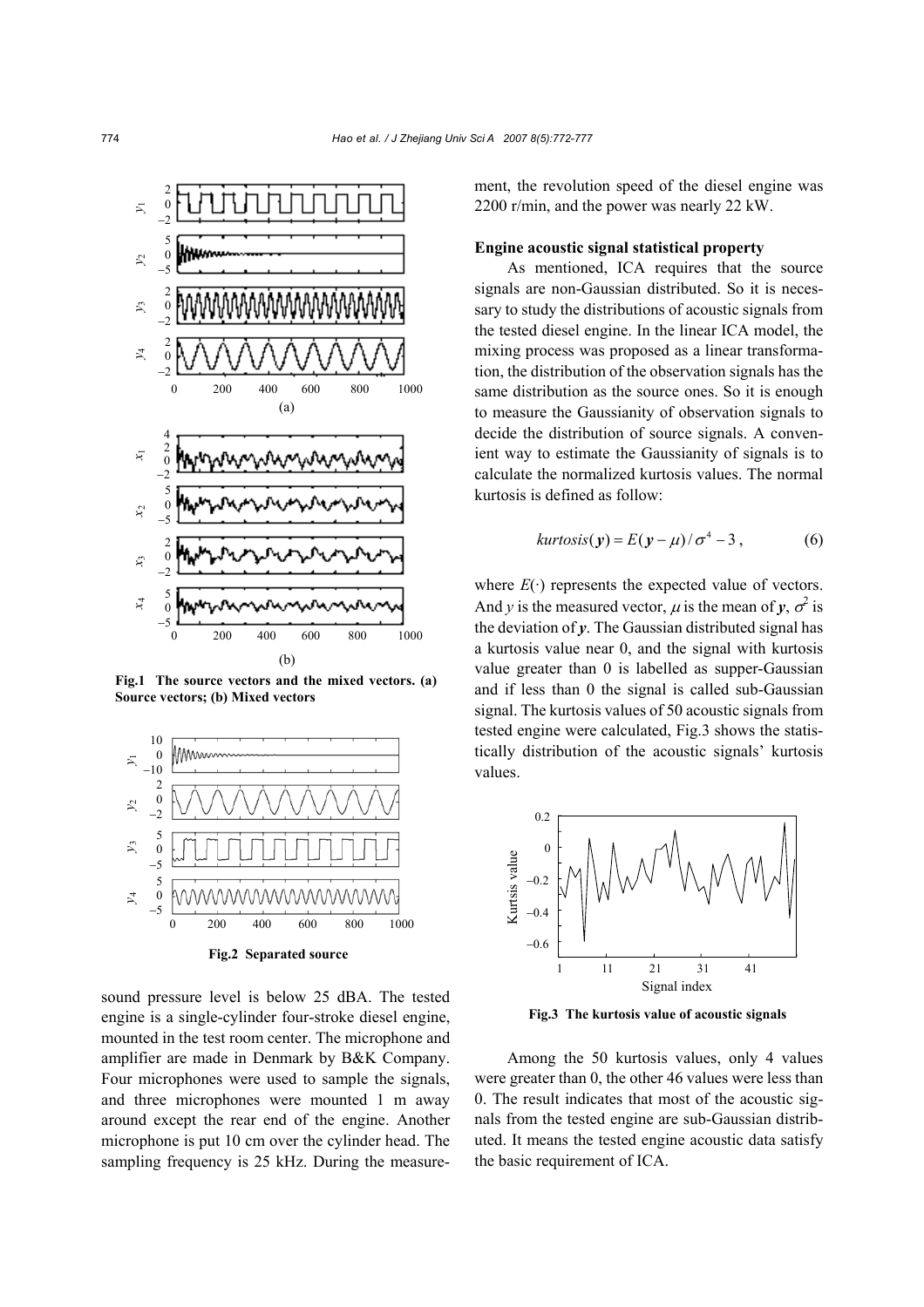Fig.1 The source vectors and the mixed vectors. (a) Source vectors; (b) Mixed vectors

Fig.2 Separated source

sound pressure level is below 25 dBA. The tested engine is a single-cylinder four-stroke diesel engine, mounted in the test room center. The microphone and amplifier are made in Denmark by B&K Company. Four microphones were used to sample the signals, and three microphones were mounted 1 m away around except the rear end of the engine. Another microphone is put 10 cm over the cylinder head. The sampling frequency is 25 kHz. During the measurement, the revolution speed of the diesel engine was 2200 r/min, and the power was nearly 22 kW.

**Engine acoustic signal statistical property**

As mentioned, ICA requires that the source signals are non-Gaussian distributed. So it is necessary to study the distributions of acoustic signals from the tested diesel engine. In the linear ICA model, the mixing process was proposed as a linear transformation, the distribution of the observation signals has the same distribution as the source ones. So it is enough to measure the Gaussianity of observation signals to decide the distribution of source signals. A convenient way to estimate the Gaussianity of signals is to calculate the normalized kurtosis values. The normal kurtosis is defined as follow:

$$kurtosis(\boldsymbol{y}) = E(\boldsymbol{y} - \mu)/\sigma^4 - 3, \tag{6}$$

where $E(\cdot)$ represents the expected value of vectors. And $y$ is the measured vector, $\mu$ is the mean of $\boldsymbol{y}$, $\sigma^2$ is the deviation of $\boldsymbol{y}$. The Gaussian distributed signal has a kurtosis value near 0, and the signal with kurtosis value greater than 0 is labelled as supper-Gaussian and if less than 0 the signal is called sub-Gaussian signal. The kurtosis values of 50 acoustic signals from tested engine were calculated, Fig.3 shows the statistically distribution of the acoustic signals' kurtosis values.

Fig.3 The kurtosis value of acoustic signals

Among the 50 kurtosis values, only 4 values were greater than 0, the other 46 values were less than 0. The result indicates that most of the acoustic signals from the tested engine are sub-Gaussian distributed. It means the tested engine acoustic data satisfy the basic requirement of ICA.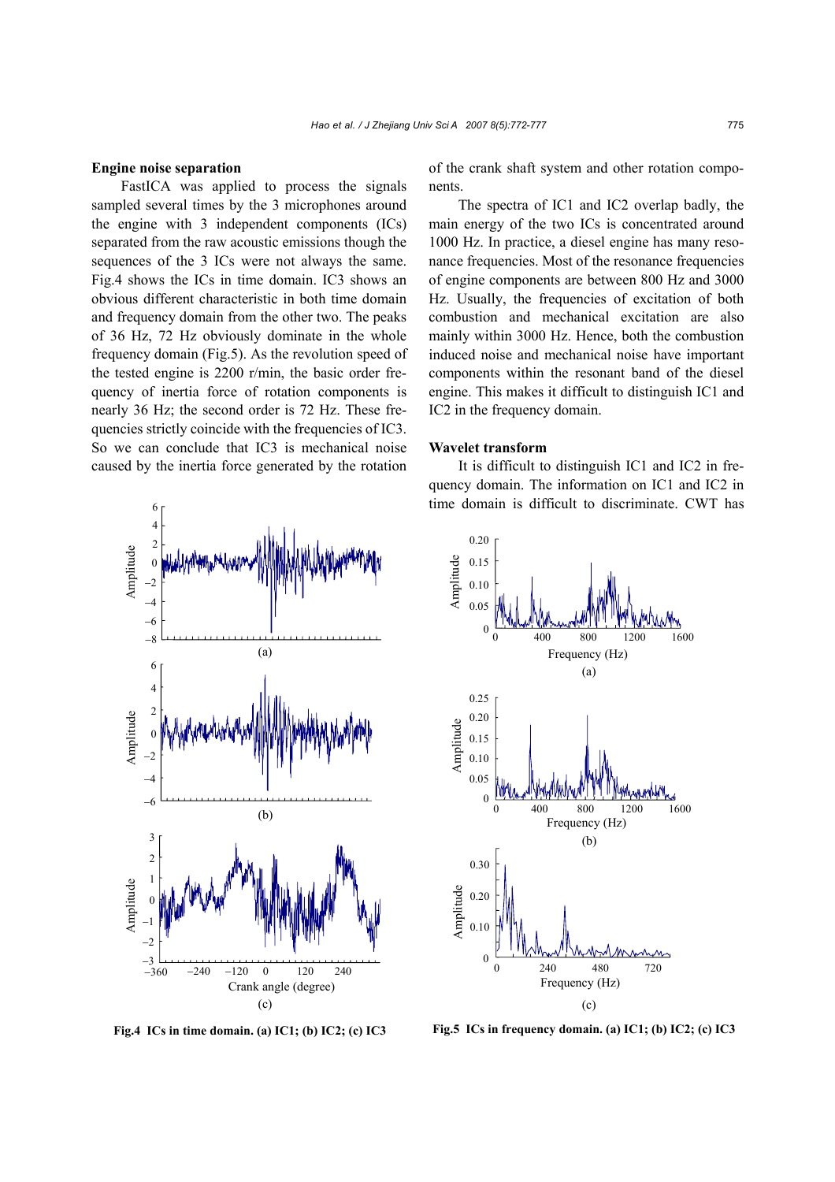**Engine noise separation**

FastICA was applied to process the signals sampled several times by the 3 microphones around the engine with 3 independent components (ICs) separated from the raw acoustic emissions though the sequences of the 3 ICs were not always the same. Fig.4 shows the ICs in time domain. IC3 shows an obvious different characteristic in both time domain and frequency domain from the other two. The peaks of 36 Hz, 72 Hz obviously dominate in the whole frequency domain (Fig.5). As the revolution speed of the tested engine is 2200 r/min, the basic order frequency of inertia force of rotation components is nearly 36 Hz; the second order is 72 Hz. These frequencies strictly coincide with the frequencies of IC3. So we can conclude that IC3 is mechanical noise caused by the inertia force generated by the rotation of the crank shaft system and other rotation components.

The spectra of IC1 and IC2 overlap badly, the main energy of the two ICs is concentrated around 1000 Hz. In practice, a diesel engine has many resonance frequencies. Most of the resonance frequencies of engine components are between 800 Hz and 3000 Hz. Usually, the frequencies of excitation of both combustion and mechanical excitation are also mainly within 3000 Hz. Hence, both the combustion induced noise and mechanical noise have important components within the resonant band of the diesel engine. This makes it difficult to distinguish IC1 and IC2 in the frequency domain.

**Fig.4 ICs in time domain. (a) IC1; (b) IC2; (c) IC3**

**Fig.5 ICs in frequency domain. (a) IC1; (b) IC2; (c) IC3**

**Wavelet transform**

It is difficult to distinguish IC1 and IC2 in frequency domain. The information on IC1 and IC2 in time domain is difficult to discriminate. CWT has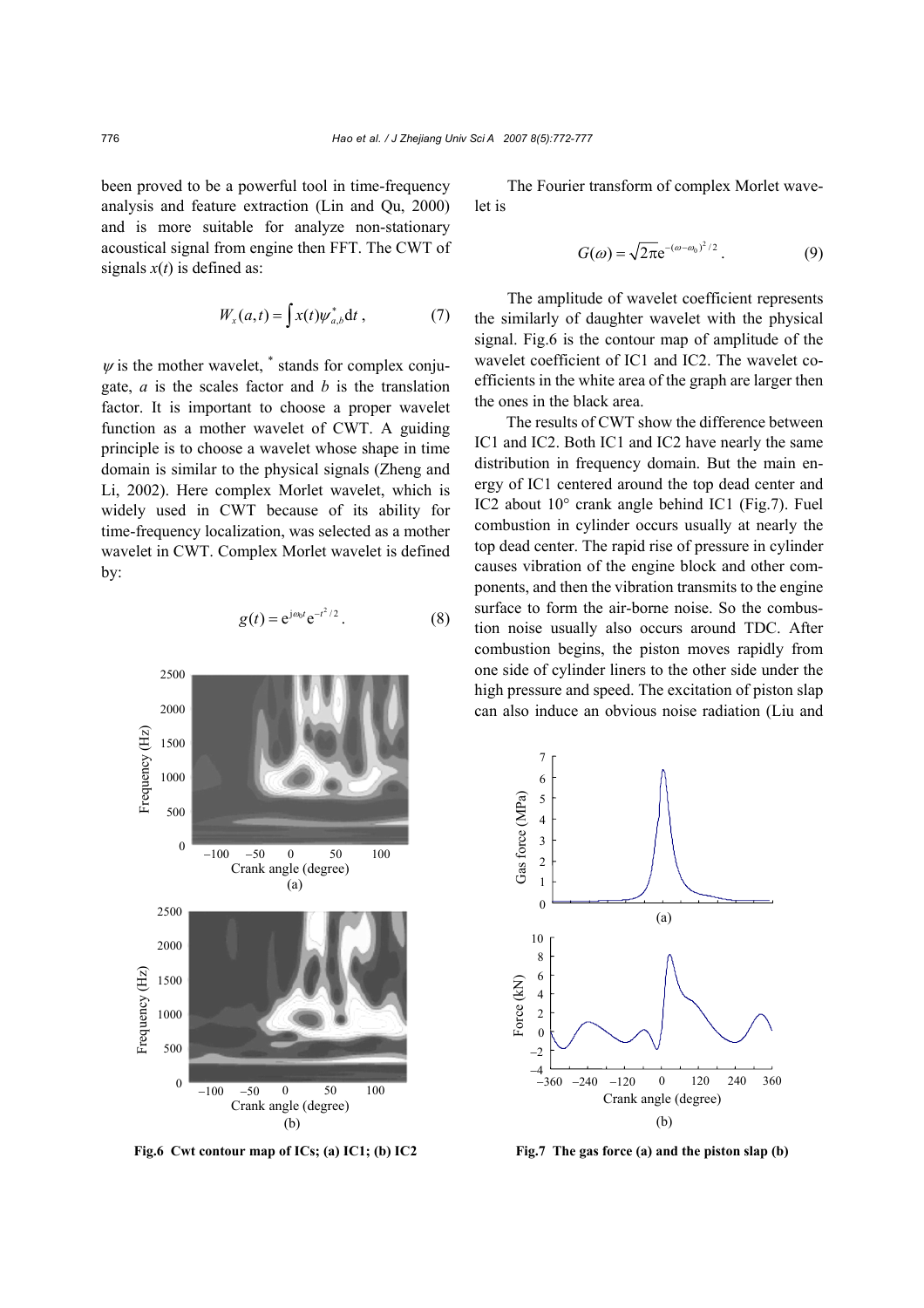been proved to be a powerful tool in time-frequency analysis and feature extraction (Lin and Qu, 2000) and is more suitable for analyze non-stationary acoustical signal from engine then FFT. The CWT of signals $x(t)$ is defined as:

$$W_x(a,t) = \int x(t)\psi^*_{a,b}\mathrm{d}t\,, \tag{7}$$

$\psi$ is the mother wavelet, $^*$ stands for complex conjugate, $a$ is the scales factor and $b$ is the translation factor. It is important to choose a proper wavelet function as a mother wavelet of CWT. A guiding principle is to choose a wavelet whose shape in time domain is similar to the physical signals (Zheng and Li, 2002). Here complex Morlet wavelet, which is widely used in CWT because of its ability for time-frequency localization, was selected as a mother wavelet in CWT. Complex Morlet wavelet is defined by:

$$g(t) = \mathrm{e}^{\mathrm{j}\omega_0 t}\mathrm{e}^{-t^2/2}\,. \tag{8}$$

Fig.6 Cwt contour map of ICs; (a) IC1; (b) IC2

The Fourier transform of complex Morlet wavelet is

$$G(\omega) = \sqrt{2\pi}\mathrm{e}^{-(\omega-\omega_0)^2/2}\,. \tag{9}$$

The amplitude of wavelet coefficient represents the similarly of daughter wavelet with the physical signal. Fig.6 is the contour map of amplitude of the wavelet coefficient of IC1 and IC2. The wavelet coefficients in the white area of the graph are larger then the ones in the black area.

The results of CWT show the difference between IC1 and IC2. Both IC1 and IC2 have nearly the same distribution in frequency domain. But the main energy of IC1 centered around the top dead center and IC2 about 10° crank angle behind IC1 (Fig.7). Fuel combustion in cylinder occurs usually at nearly the top dead center. The rapid rise of pressure in cylinder causes vibration of the engine block and other components, and then the vibration transmits to the engine surface to form the air-borne noise. So the combustion noise usually also occurs around TDC. After combustion begins, the piston moves rapidly from one side of cylinder liners to the other side under the high pressure and speed. The excitation of piston slap can also induce an obvious noise radiation (Liu and

Fig.7 The gas force (a) and the piston slap (b)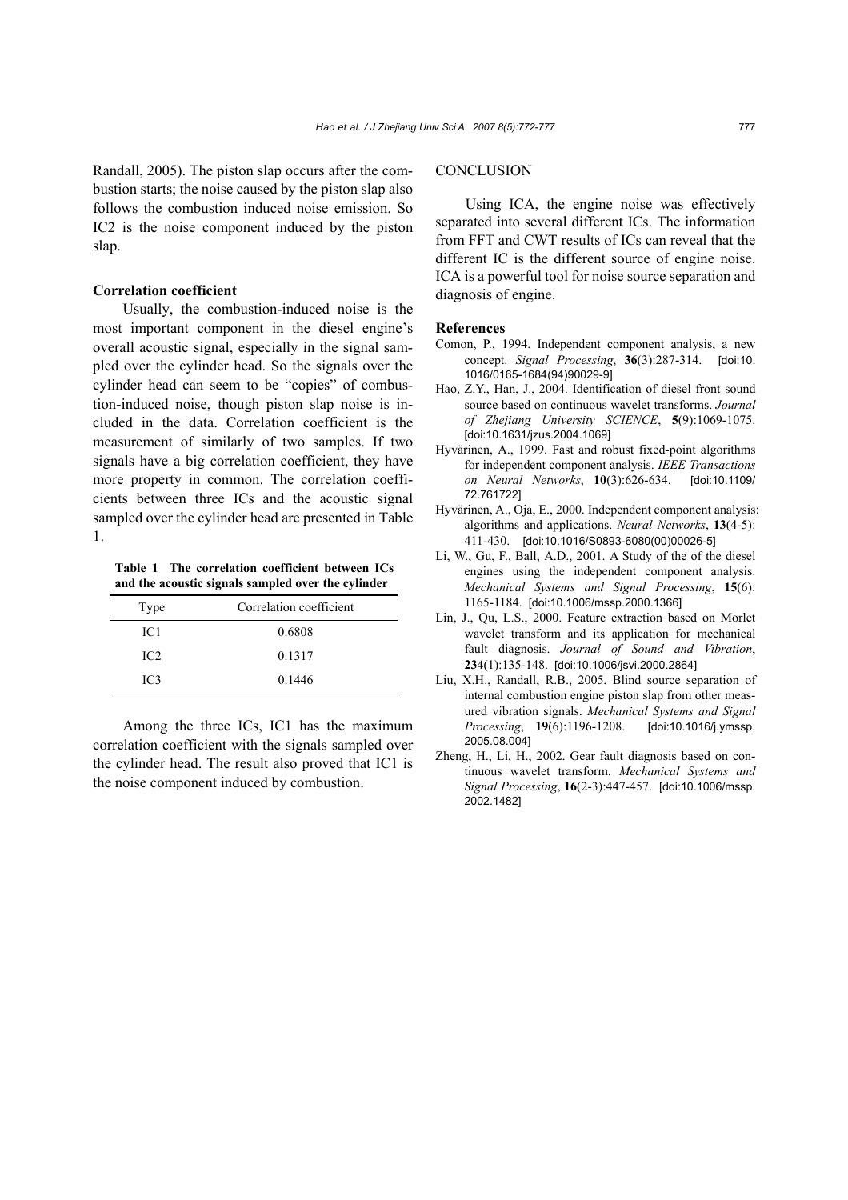Randall, 2005). The piston slap occurs after the combustion starts; the noise caused by the piston slap also follows the combustion induced noise emission. So IC2 is the noise component induced by the piston slap.

### Correlation coefficient

Usually, the combustion-induced noise is the most important component in the diesel engine's overall acoustic signal, especially in the signal sampled over the cylinder head. So the signals over the cylinder head can seem to be "copies" of combustion-induced noise, though piston slap noise is included in the data. Correlation coefficient is the measurement of similarly of two samples. If two signals have a big correlation coefficient, they have more property in common. The correlation coefficients between three ICs and the acoustic signal sampled over the cylinder head are presented in Table 1.

**Table 1 The correlation coefficient between ICs and the acoustic signals sampled over the cylinder**

| Type | Correlation coefficient |
|---|---|
| IC1 | 0.6808 |
| IC2 | 0.1317 |
| IC3 | 0.1446 |

Among the three ICs, IC1 has the maximum correlation coefficient with the signals sampled over the cylinder head. The result also proved that IC1 is the noise component induced by combustion.

## CONCLUSION

Using ICA, the engine noise was effectively separated into several different ICs. The information from FFT and CWT results of ICs can reveal that the different IC is the different source of engine noise. ICA is a powerful tool for noise source separation and diagnosis of engine.

## References

Comon, P., 1994. Independent component analysis, a new concept. *Signal Processing*, **36**(3):287-314. [doi:10.1016/0165-1684(94)90029-9]

Hao, Z.Y., Han, J., 2004. Identification of diesel front sound source based on continuous wavelet transforms. *Journal of Zhejiang University SCIENCE*, **5**(9):1069-1075. [doi:10.1631/jzus.2004.1069]

Hyvärinen, A., 1999. Fast and robust fixed-point algorithms for independent component analysis. *IEEE Transactions on Neural Networks*, **10**(3):626-634. [doi:10.1109/72.761722]

Hyvärinen, A., Oja, E., 2000. Independent component analysis: algorithms and applications. *Neural Networks*, **13**(4-5): 411-430. [doi:10.1016/S0893-6080(00)00026-5]

Li, W., Gu, F., Ball, A.D., 2001. A Study of the of the diesel engines using the independent component analysis. *Mechanical Systems and Signal Processing*, **15**(6): 1165-1184. [doi:10.1006/mssp.2000.1366]

Lin, J., Qu, L.S., 2000. Feature extraction based on Morlet wavelet transform and its application for mechanical fault diagnosis. *Journal of Sound and Vibration*, **234**(1):135-148. [doi:10.1006/jsvi.2000.2864]

Liu, X.H., Randall, R.B., 2005. Blind source separation of internal combustion engine piston slap from other measured vibration signals. *Mechanical Systems and Signal Processing*, **19**(6):1196-1208. [doi:10.1016/j.ymssp.2005.08.004]

Zheng, H., Li, H., 2002. Gear fault diagnosis based on continuous wavelet transform. *Mechanical Systems and Signal Processing*, **16**(2-3):447-457. [doi:10.1006/mssp.2002.1482]